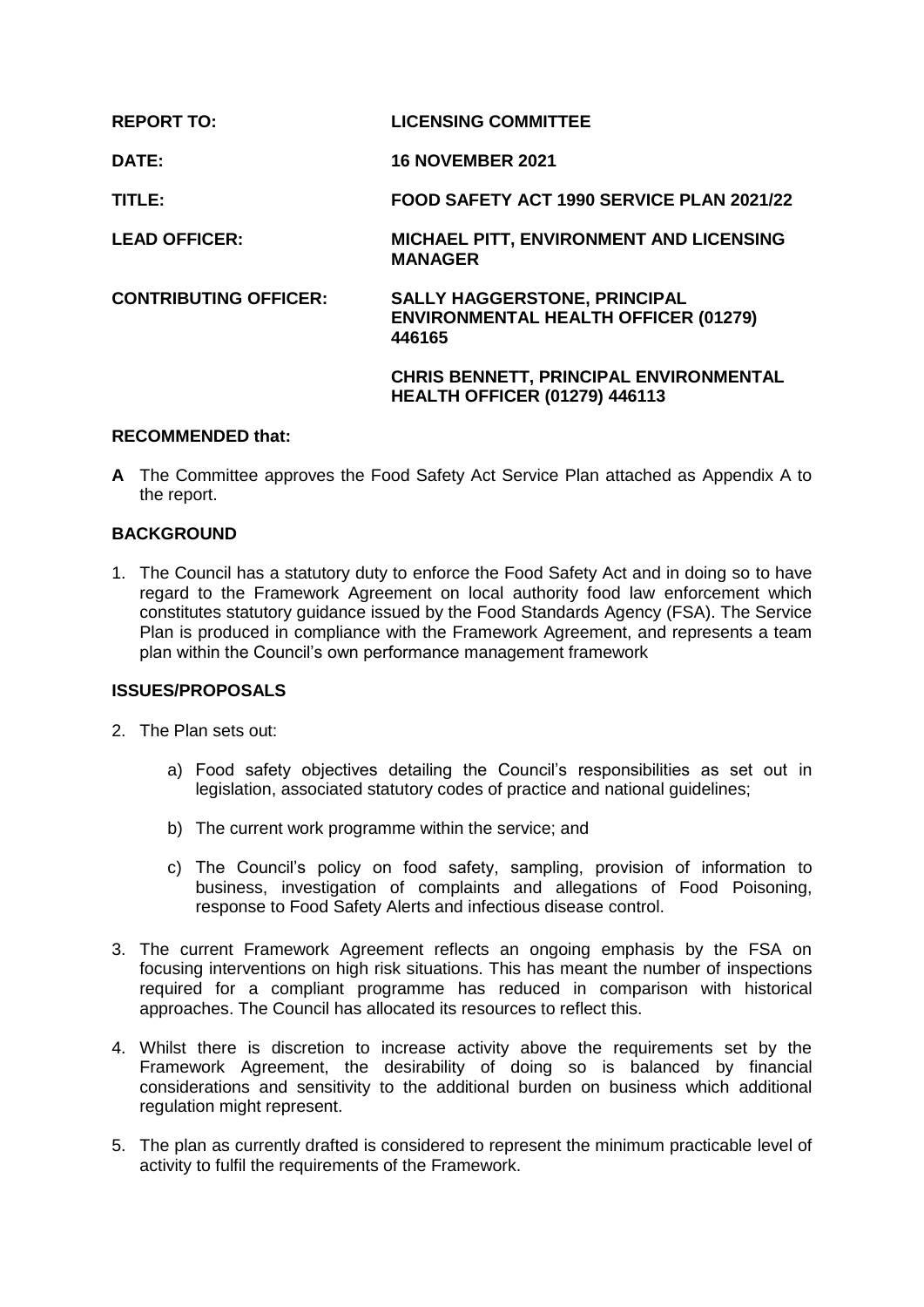| | |
|---|---|
| **REPORT TO:** | **LICENSING COMMITTEE** |
| **DATE:** | **16 NOVEMBER 2021** |
| **TITLE:** | **FOOD SAFETY ACT 1990 SERVICE PLAN 2021/22** |
| **LEAD OFFICER:** | **MICHAEL PITT, ENVIRONMENT AND LICENSING MANAGER** |
| **CONTRIBUTING OFFICER:** | **SALLY HAGGERSTONE, PRINCIPAL ENVIRONMENTAL HEALTH OFFICER (01279) 446165** |
| | **CHRIS BENNETT, PRINCIPAL ENVIRONMENTAL HEALTH OFFICER (01279) 446113** |

**RECOMMENDED that:**

**A** The Committee approves the Food Safety Act Service Plan attached as Appendix A to the report.

**BACKGROUND**

1. The Council has a statutory duty to enforce the Food Safety Act and in doing so to have regard to the Framework Agreement on local authority food law enforcement which constitutes statutory guidance issued by the Food Standards Agency (FSA). The Service Plan is produced in compliance with the Framework Agreement, and represents a team plan within the Council's own performance management framework

**ISSUES/PROPOSALS**

2. The Plan sets out:

    a) Food safety objectives detailing the Council's responsibilities as set out in legislation, associated statutory codes of practice and national guidelines;

    b) The current work programme within the service; and

    c) The Council's policy on food safety, sampling, provision of information to business, investigation of complaints and allegations of Food Poisoning, response to Food Safety Alerts and infectious disease control.

3. The current Framework Agreement reflects an ongoing emphasis by the FSA on focusing interventions on high risk situations. This has meant the number of inspections required for a compliant programme has reduced in comparison with historical approaches. The Council has allocated its resources to reflect this.

4. Whilst there is discretion to increase activity above the requirements set by the Framework Agreement, the desirability of doing so is balanced by financial considerations and sensitivity to the additional burden on business which additional regulation might represent.

5. The plan as currently drafted is considered to represent the minimum practicable level of activity to fulfil the requirements of the Framework.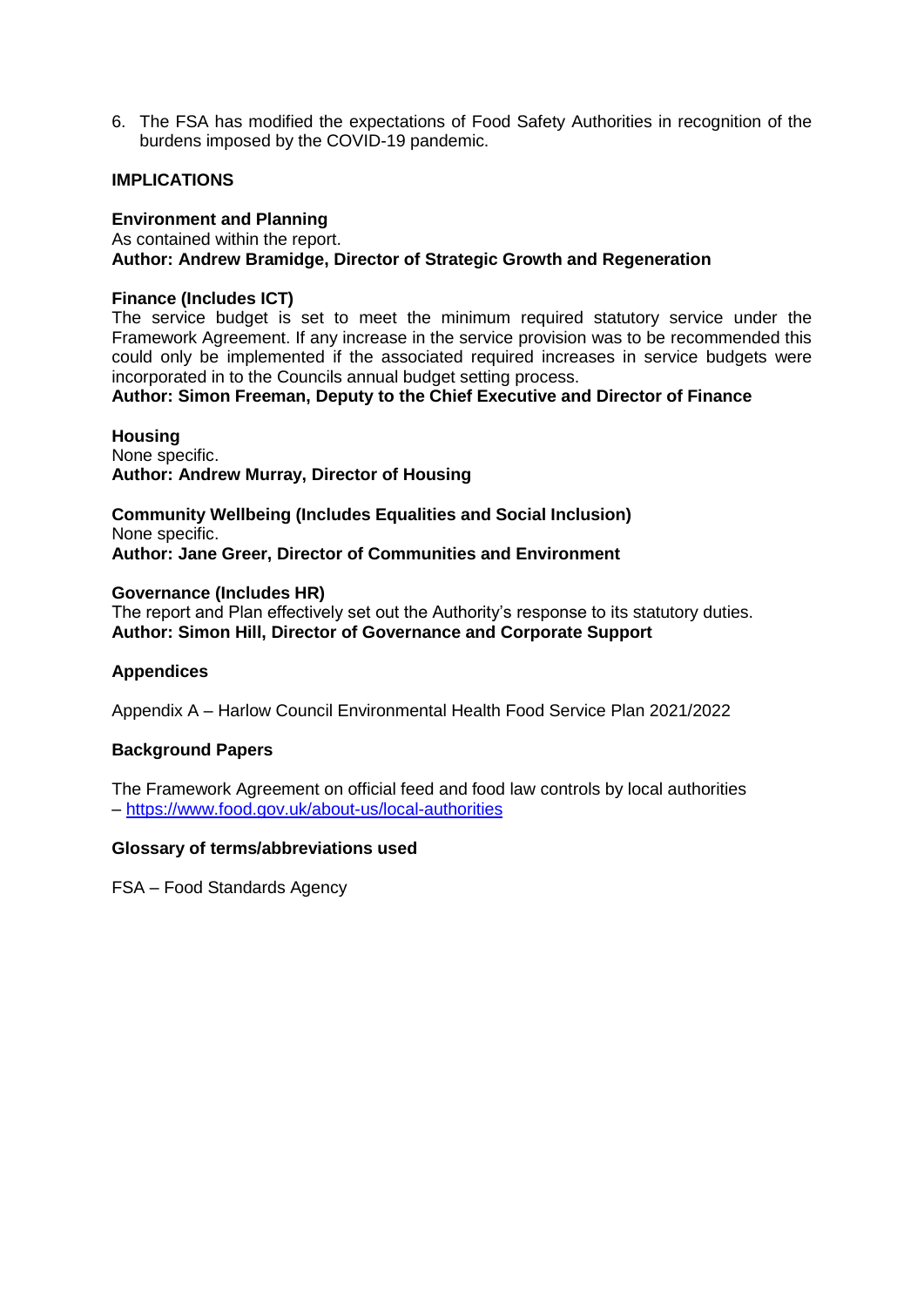6. The FSA has modified the expectations of Food Safety Authorities in recognition of the burdens imposed by the COVID-19 pandemic.

**IMPLICATIONS**

**Environment and Planning**
As contained within the report.
**Author: Andrew Bramidge, Director of Strategic Growth and Regeneration**

**Finance (Includes ICT)**
The service budget is set to meet the minimum required statutory service under the Framework Agreement. If any increase in the service provision was to be recommended this could only be implemented if the associated required increases in service budgets were incorporated in to the Councils annual budget setting process.
**Author: Simon Freeman, Deputy to the Chief Executive and Director of Finance**

**Housing**
None specific.
**Author: Andrew Murray, Director of Housing**

**Community Wellbeing (Includes Equalities and Social Inclusion)**
None specific.
**Author: Jane Greer, Director of Communities and Environment**

**Governance (Includes HR)**
The report and Plan effectively set out the Authority's response to its statutory duties.
**Author: Simon Hill, Director of Governance and Corporate Support**

**Appendices**

Appendix A – Harlow Council Environmental Health Food Service Plan 2021/2022

**Background Papers**

The Framework Agreement on official feed and food law controls by local authorities – https://www.food.gov.uk/about-us/local-authorities

**Glossary of terms/abbreviations used**

FSA – Food Standards Agency